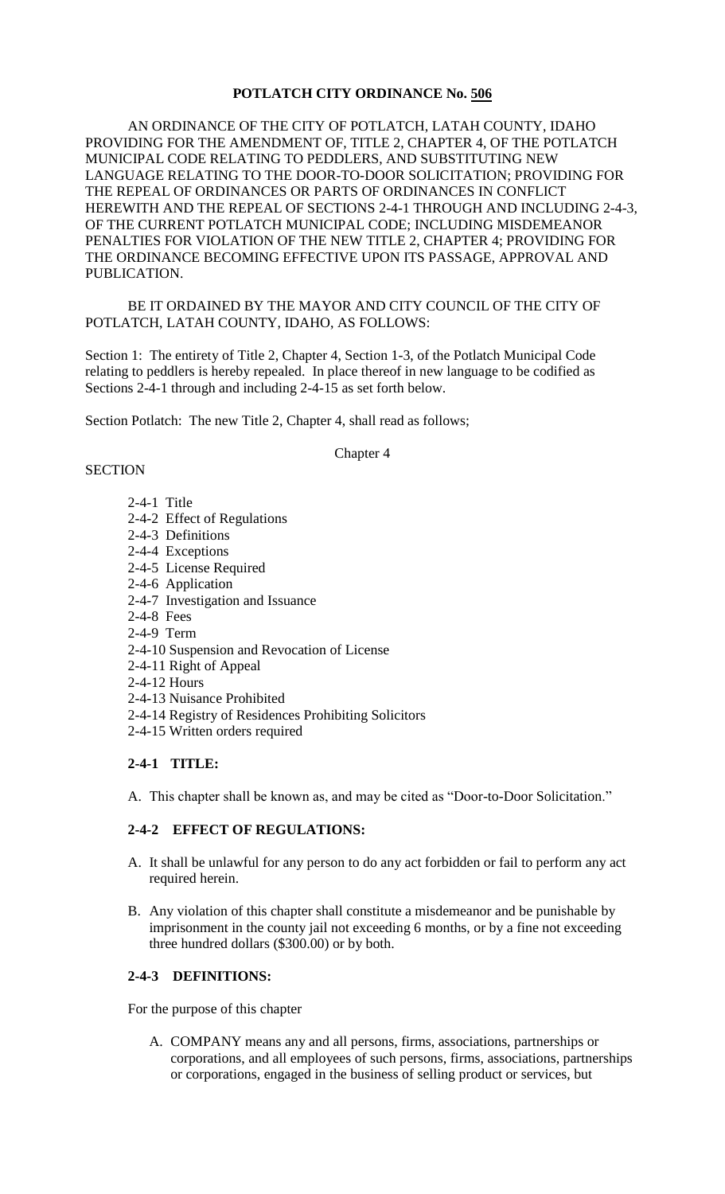# POTLATCH CITY ORDINANCE No. 506

AN ORDINANCE OF THE CITY OF POTLATCH, LATAH COUNTY, IDAHO PROVIDING FOR THE AMENDMENT OF, TITLE 2, CHAPTER 4, OF THE POTLATCH MUNICIPAL CODE RELATING TO PEDDLERS, AND SUBSTITUTING NEW LANGUAGE RELATING TO THE DOOR-TO-DOOR SOLICITATION; PROVIDING FOR THE REPEAL OF ORDINANCES OR PARTS OF ORDINANCES IN CONFLICT HEREWITH AND THE REPEAL OF SECTIONS 2-4-1 THROUGH AND INCLUDING 2-4-3, OF THE CURRENT POTLATCH MUNICIPAL CODE; INCLUDING MISDEMEANOR PENALTIES FOR VIOLATION OF THE NEW TITLE 2, CHAPTER 4; PROVIDING FOR THE ORDINANCE BECOMING EFFECTIVE UPON ITS PASSAGE, APPROVAL AND PUBLICATION.

BE IT ORDAINED BY THE MAYOR AND CITY COUNCIL OF THE CITY OF POTLATCH, LATAH COUNTY, IDAHO, AS FOLLOWS:

Section 1: The entirety of Title 2, Chapter 4, Section 1-3, of the Potlatch Municipal Code relating to peddlers is hereby repealed. In place thereof in new language to be codified as Sections 2-4-1 through and including 2-4-15 as set forth below.

Section Potlatch: The new Title 2, Chapter 4, shall read as follows;

Chapter 4

SECTION

- 2-4-1 Title
- 2-4-2 Effect of Regulations
- 2-4-3 Definitions
- 2-4-4 Exceptions
- 2-4-5 License Required
- 2-4-6 Application
- 2-4-7 Investigation and Issuance
- 2-4-8 Fees
- 2-4-9 Term
- 2-4-10 Suspension and Revocation of License
- 2-4-11 Right of Appeal
- 2-4-12 Hours
- 2-4-13 Nuisance Prohibited
- 2-4-14 Registry of Residences Prohibiting Solicitors
- 2-4-15 Written orders required

## 2-4-1 TITLE:

A. This chapter shall be known as, and may be cited as "Door-to-Door Solicitation."

## 2-4-2 EFFECT OF REGULATIONS:

A. It shall be unlawful for any person to do any act forbidden or fail to perform any act required herein.

B. Any violation of this chapter shall constitute a misdemeanor and be punishable by imprisonment in the county jail not exceeding 6 months, or by a fine not exceeding three hundred dollars ($300.00) or by both.

## 2-4-3 DEFINITIONS:

For the purpose of this chapter

A. COMPANY means any and all persons, firms, associations, partnerships or corporations, and all employees of such persons, firms, associations, partnerships or corporations, engaged in the business of selling product or services, but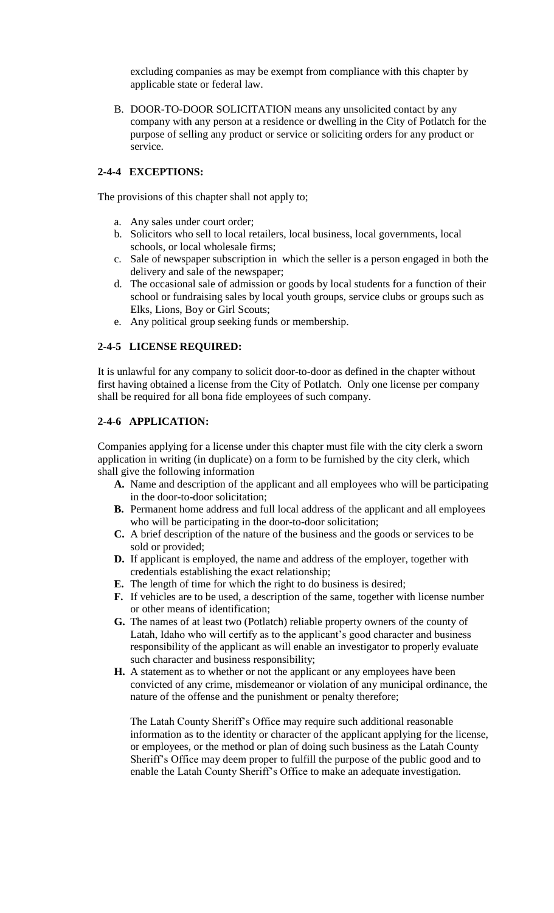excluding companies as may be exempt from compliance with this chapter by applicable state or federal law.

B. DOOR-TO-DOOR SOLICITATION means any unsolicited contact by any company with any person at a residence or dwelling in the City of Potlatch for the purpose of selling any product or service or soliciting orders for any product or service.

### 2-4-4 EXCEPTIONS:

The provisions of this chapter shall not apply to;

a. Any sales under court order;
b. Solicitors who sell to local retailers, local business, local governments, local schools, or local wholesale firms;
c. Sale of newspaper subscription in which the seller is a person engaged in both the delivery and sale of the newspaper;
d. The occasional sale of admission or goods by local students for a function of their school or fundraising sales by local youth groups, service clubs or groups such as Elks, Lions, Boy or Girl Scouts;
e. Any political group seeking funds or membership.

### 2-4-5 LICENSE REQUIRED:

It is unlawful for any company to solicit door-to-door as defined in the chapter without first having obtained a license from the City of Potlatch. Only one license per company shall be required for all bona fide employees of such company.

### 2-4-6 APPLICATION:

Companies applying for a license under this chapter must file with the city clerk a sworn application in writing (in duplicate) on a form to be furnished by the city clerk, which shall give the following information

**A.** Name and description of the applicant and all employees who will be participating in the door-to-door solicitation;

**B.** Permanent home address and full local address of the applicant and all employees who will be participating in the door-to-door solicitation;

**C.** A brief description of the nature of the business and the goods or services to be sold or provided;

**D.** If applicant is employed, the name and address of the employer, together with credentials establishing the exact relationship;

**E.** The length of time for which the right to do business is desired;

**F.** If vehicles are to be used, a description of the same, together with license number or other means of identification;

**G.** The names of at least two (Potlatch) reliable property owners of the county of Latah, Idaho who will certify as to the applicant's good character and business responsibility of the applicant as will enable an investigator to properly evaluate such character and business responsibility;

**H.** A statement as to whether or not the applicant or any employees have been convicted of any crime, misdemeanor or violation of any municipal ordinance, the nature of the offense and the punishment or penalty therefore;

The Latah County Sheriff's Office may require such additional reasonable information as to the identity or character of the applicant applying for the license, or employees, or the method or plan of doing such business as the Latah County Sheriff's Office may deem proper to fulfill the purpose of the public good and to enable the Latah County Sheriff's Office to make an adequate investigation.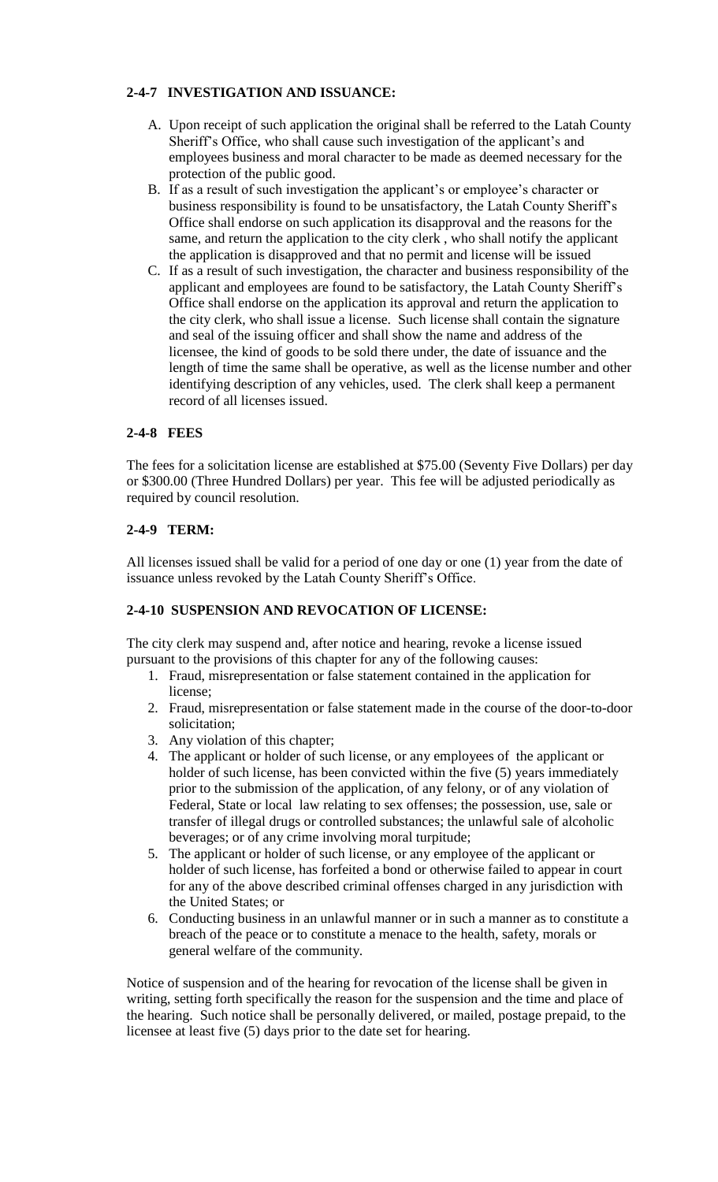### 2-4-7 INVESTIGATION AND ISSUANCE:

A. Upon receipt of such application the original shall be referred to the Latah County Sheriff's Office, who shall cause such investigation of the applicant's and employees business and moral character to be made as deemed necessary for the protection of the public good.

B. If as a result of such investigation the applicant's or employee's character or business responsibility is found to be unsatisfactory, the Latah County Sheriff's Office shall endorse on such application its disapproval and the reasons for the same, and return the application to the city clerk , who shall notify the applicant the application is disapproved and that no permit and license will be issued

C. If as a result of such investigation, the character and business responsibility of the applicant and employees are found to be satisfactory, the Latah County Sheriff's Office shall endorse on the application its approval and return the application to the city clerk, who shall issue a license. Such license shall contain the signature and seal of the issuing officer and shall show the name and address of the licensee, the kind of goods to be sold there under, the date of issuance and the length of time the same shall be operative, as well as the license number and other identifying description of any vehicles, used. The clerk shall keep a permanent record of all licenses issued.

### 2-4-8 FEES

The fees for a solicitation license are established at $75.00 (Seventy Five Dollars) per day or $300.00 (Three Hundred Dollars) per year. This fee will be adjusted periodically as required by council resolution.

### 2-4-9 TERM:

All licenses issued shall be valid for a period of one day or one (1) year from the date of issuance unless revoked by the Latah County Sheriff's Office.

### 2-4-10 SUSPENSION AND REVOCATION OF LICENSE:

The city clerk may suspend and, after notice and hearing, revoke a license issued pursuant to the provisions of this chapter for any of the following causes:

1. Fraud, misrepresentation or false statement contained in the application for license;
2. Fraud, misrepresentation or false statement made in the course of the door-to-door solicitation;
3. Any violation of this chapter;
4. The applicant or holder of such license, or any employees of the applicant or holder of such license, has been convicted within the five (5) years immediately prior to the submission of the application, of any felony, or of any violation of Federal, State or local law relating to sex offenses; the possession, use, sale or transfer of illegal drugs or controlled substances; the unlawful sale of alcoholic beverages; or of any crime involving moral turpitude;
5. The applicant or holder of such license, or any employee of the applicant or holder of such license, has forfeited a bond or otherwise failed to appear in court for any of the above described criminal offenses charged in any jurisdiction with the United States; or
6. Conducting business in an unlawful manner or in such a manner as to constitute a breach of the peace or to constitute a menace to the health, safety, morals or general welfare of the community.

Notice of suspension and of the hearing for revocation of the license shall be given in writing, setting forth specifically the reason for the suspension and the time and place of the hearing. Such notice shall be personally delivered, or mailed, postage prepaid, to the licensee at least five (5) days prior to the date set for hearing.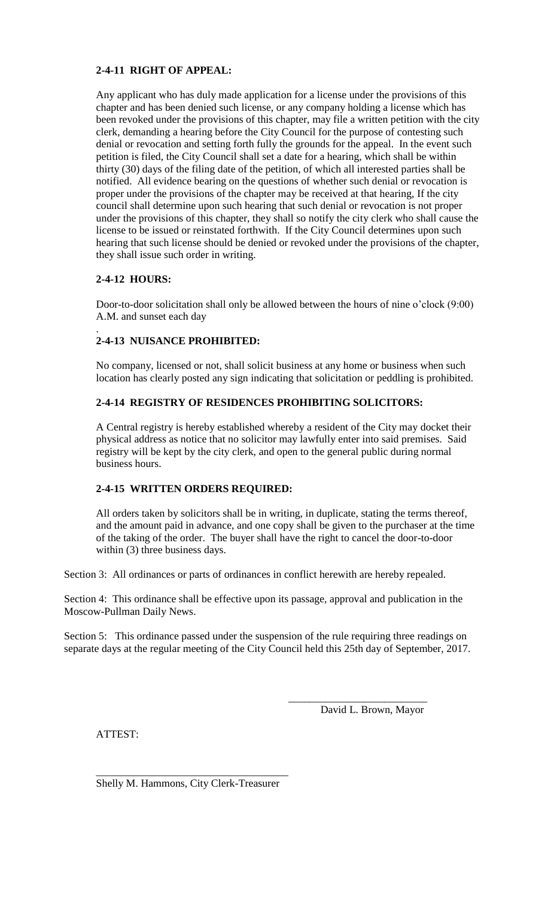### 2-4-11 RIGHT OF APPEAL:

Any applicant who has duly made application for a license under the provisions of this chapter and has been denied such license, or any company holding a license which has been revoked under the provisions of this chapter, may file a written petition with the city clerk, demanding a hearing before the City Council for the purpose of contesting such denial or revocation and setting forth fully the grounds for the appeal. In the event such petition is filed, the City Council shall set a date for a hearing, which shall be within thirty (30) days of the filing date of the petition, of which all interested parties shall be notified. All evidence bearing on the questions of whether such denial or revocation is proper under the provisions of the chapter may be received at that hearing, If the city council shall determine upon such hearing that such denial or revocation is not proper under the provisions of this chapter, they shall so notify the city clerk who shall cause the license to be issued or reinstated forthwith. If the City Council determines upon such hearing that such license should be denied or revoked under the provisions of the chapter, they shall issue such order in writing.

### 2-4-12 HOURS:

Door-to-door solicitation shall only be allowed between the hours of nine o'clock (9:00) A.M. and sunset each day

.

### 2-4-13 NUISANCE PROHIBITED:

No company, licensed or not, shall solicit business at any home or business when such location has clearly posted any sign indicating that solicitation or peddling is prohibited.

### 2-4-14 REGISTRY OF RESIDENCES PROHIBITING SOLICITORS:

A Central registry is hereby established whereby a resident of the City may docket their physical address as notice that no solicitor may lawfully enter into said premises. Said registry will be kept by the city clerk, and open to the general public during normal business hours.

### 2-4-15 WRITTEN ORDERS REQUIRED:

All orders taken by solicitors shall be in writing, in duplicate, stating the terms thereof, and the amount paid in advance, and one copy shall be given to the purchaser at the time of the taking of the order. The buyer shall have the right to cancel the door-to-door within (3) three business days.

Section 3: All ordinances or parts of ordinances in conflict herewith are hereby repealed.

Section 4: This ordinance shall be effective upon its passage, approval and publication in the Moscow-Pullman Daily News.

Section 5: This ordinance passed under the suspension of the rule requiring three readings on separate days at the regular meeting of the City Council held this 25th day of September, 2017.

\_\_\_\_\_\_\_\_\_\_\_\_\_\_\_\_\_\_\_\_\_\_\_\_\_\_

David L. Brown, Mayor

ATTEST:

\_\_\_\_\_\_\_\_\_\_\_\_\_\_\_\_\_\_\_\_\_\_\_\_\_\_\_\_\_\_\_\_\_\_\_\_

Shelly M. Hammons, City Clerk-Treasurer